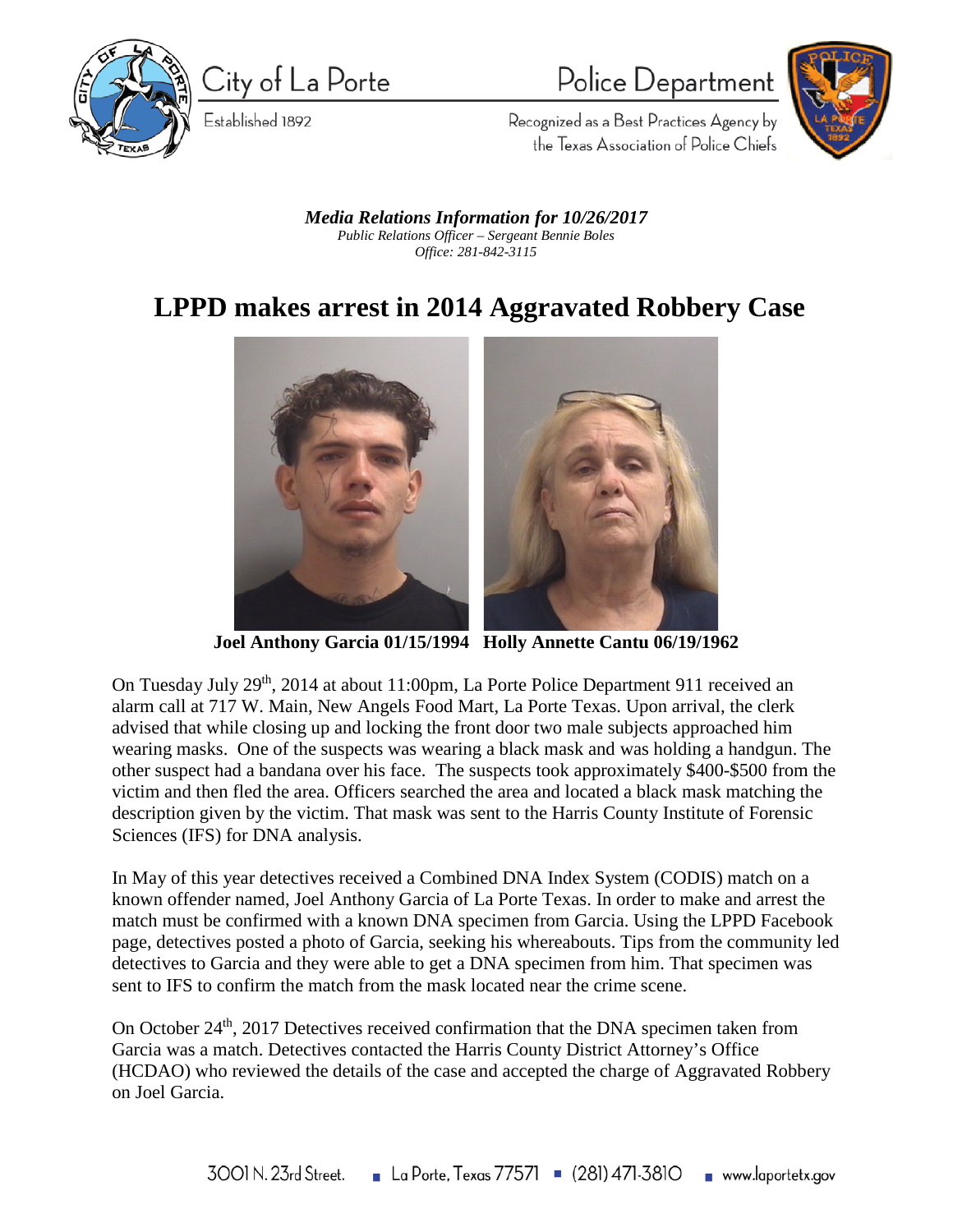City of La Porte

Established 1892

Police Department

Recognized as a Best Practices Agency by the Texas Association of Police Chiefs

***Media Relations Information for 10/26/2017***

*Public Relations Officer – Sergeant Bennie Boles*

*Office: 281-842-3115*

# LPPD makes arrest in 2014 Aggravated Robbery Case

**Joel Anthony Garcia 01/15/1994   Holly Annette Cantu 06/19/1962**

On Tuesday July 29th, 2014 at about 11:00pm, La Porte Police Department 911 received an alarm call at 717 W. Main, New Angels Food Mart, La Porte Texas. Upon arrival, the clerk advised that while closing up and locking the front door two male subjects approached him wearing masks. One of the suspects was wearing a black mask and was holding a handgun. The other suspect had a bandana over his face. The suspects took approximately $400-$500 from the victim and then fled the area. Officers searched the area and located a black mask matching the description given by the victim. That mask was sent to the Harris County Institute of Forensic Sciences (IFS) for DNA analysis.

In May of this year detectives received a Combined DNA Index System (CODIS) match on a known offender named, Joel Anthony Garcia of La Porte Texas. In order to make and arrest the match must be confirmed with a known DNA specimen from Garcia. Using the LPPD Facebook page, detectives posted a photo of Garcia, seeking his whereabouts. Tips from the community led detectives to Garcia and they were able to get a DNA specimen from him. That specimen was sent to IFS to confirm the match from the mask located near the crime scene.

On October 24th, 2017 Detectives received confirmation that the DNA specimen taken from Garcia was a match. Detectives contacted the Harris County District Attorney's Office (HCDAO) who reviewed the details of the case and accepted the charge of Aggravated Robbery on Joel Garcia.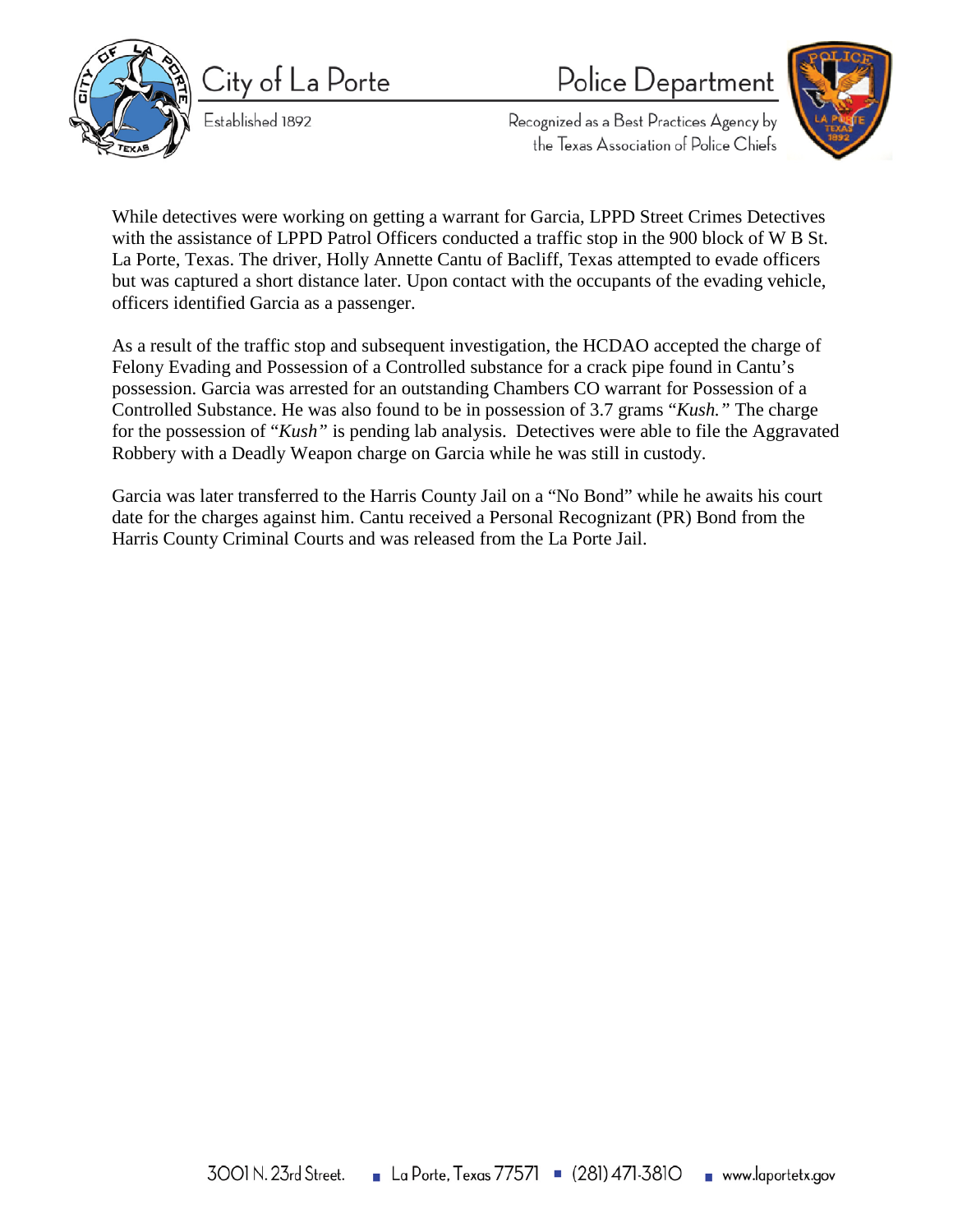While detectives were working on getting a warrant for Garcia, LPPD Street Crimes Detectives with the assistance of LPPD Patrol Officers conducted a traffic stop in the 900 block of W B St. La Porte, Texas. The driver, Holly Annette Cantu of Bacliff, Texas attempted to evade officers but was captured a short distance later. Upon contact with the occupants of the evading vehicle, officers identified Garcia as a passenger.

As a result of the traffic stop and subsequent investigation, the HCDAO accepted the charge of Felony Evading and Possession of a Controlled substance for a crack pipe found in Cantu's possession. Garcia was arrested for an outstanding Chambers CO warrant for Possession of a Controlled Substance. He was also found to be in possession of 3.7 grams "*Kush.*" The charge for the possession of "*Kush*" is pending lab analysis. Detectives were able to file the Aggravated Robbery with a Deadly Weapon charge on Garcia while he was still in custody.

Garcia was later transferred to the Harris County Jail on a "No Bond" while he awaits his court date for the charges against him. Cantu received a Personal Recognizant (PR) Bond from the Harris County Criminal Courts and was released from the La Porte Jail.